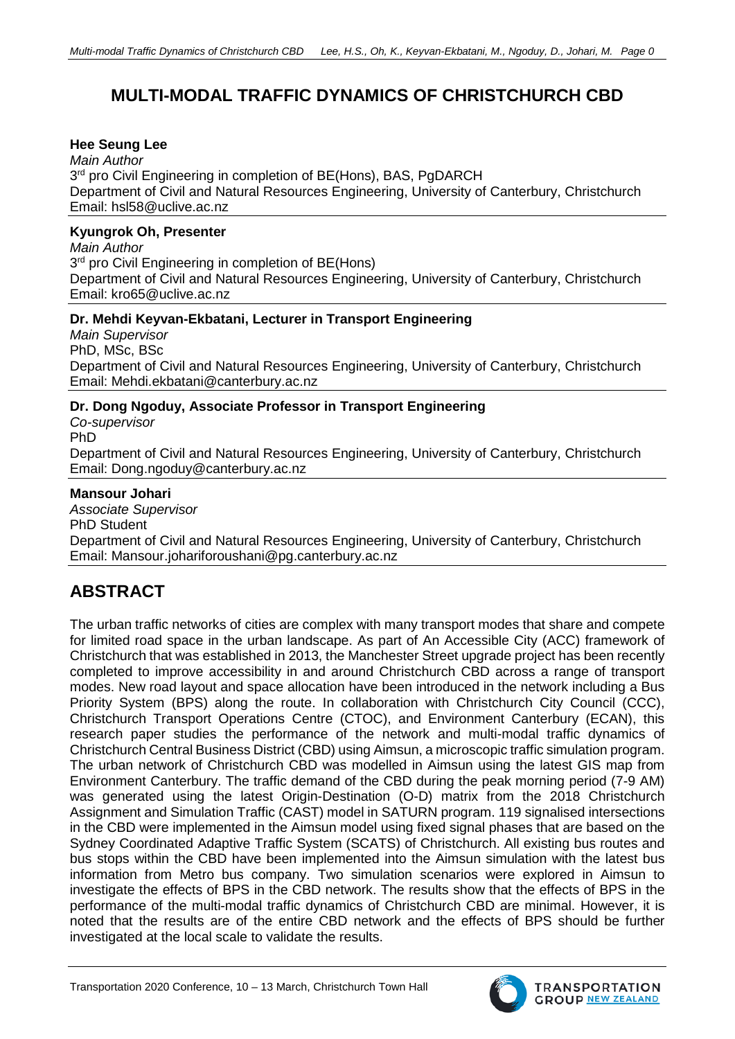# MULTI-MODAL TRAFFIC DYNAMICS OF CHRISTCHURCH CBD

**Hee Seung Lee**
*Main Author*
3rd pro Civil Engineering in completion of BE(Hons), BAS, PgDARCH
Department of Civil and Natural Resources Engineering, University of Canterbury, Christchurch
Email: hsl58@uclive.ac.nz

**Kyungrok Oh, Presenter**
*Main Author*
3rd pro Civil Engineering in completion of BE(Hons)
Department of Civil and Natural Resources Engineering, University of Canterbury, Christchurch
Email: kro65@uclive.ac.nz

**Dr. Mehdi Keyvan-Ekbatani, Lecturer in Transport Engineering**
*Main Supervisor*
PhD, MSc, BSc
Department of Civil and Natural Resources Engineering, University of Canterbury, Christchurch
Email: Mehdi.ekbatani@canterbury.ac.nz

**Dr. Dong Ngoduy, Associate Professor in Transport Engineering**
*Co-supervisor*
PhD
Department of Civil and Natural Resources Engineering, University of Canterbury, Christchurch
Email: Dong.ngoduy@canterbury.ac.nz

**Mansour Johari**
*Associate Supervisor*
PhD Student
Department of Civil and Natural Resources Engineering, University of Canterbury, Christchurch
Email: Mansour.johariforoushani@pg.canterbury.ac.nz

## ABSTRACT

The urban traffic networks of cities are complex with many transport modes that share and compete for limited road space in the urban landscape. As part of An Accessible City (ACC) framework of Christchurch that was established in 2013, the Manchester Street upgrade project has been recently completed to improve accessibility in and around Christchurch CBD across a range of transport modes. New road layout and space allocation have been introduced in the network including a Bus Priority System (BPS) along the route. In collaboration with Christchurch City Council (CCC), Christchurch Transport Operations Centre (CTOC), and Environment Canterbury (ECAN), this research paper studies the performance of the network and multi-modal traffic dynamics of Christchurch Central Business District (CBD) using Aimsun, a microscopic traffic simulation program. The urban network of Christchurch CBD was modelled in Aimsun using the latest GIS map from Environment Canterbury. The traffic demand of the CBD during the peak morning period (7-9 AM) was generated using the latest Origin-Destination (O-D) matrix from the 2018 Christchurch Assignment and Simulation Traffic (CAST) model in SATURN program. 119 signalised intersections in the CBD were implemented in the Aimsun model using fixed signal phases that are based on the Sydney Coordinated Adaptive Traffic System (SCATS) of Christchurch. All existing bus routes and bus stops within the CBD have been implemented into the Aimsun simulation with the latest bus information from Metro bus company. Two simulation scenarios were explored in Aimsun to investigate the effects of BPS in the CBD network. The results show that the effects of BPS in the performance of the multi-modal traffic dynamics of Christchurch CBD are minimal. However, it is noted that the results are of the entire CBD network and the effects of BPS should be further investigated at the local scale to validate the results.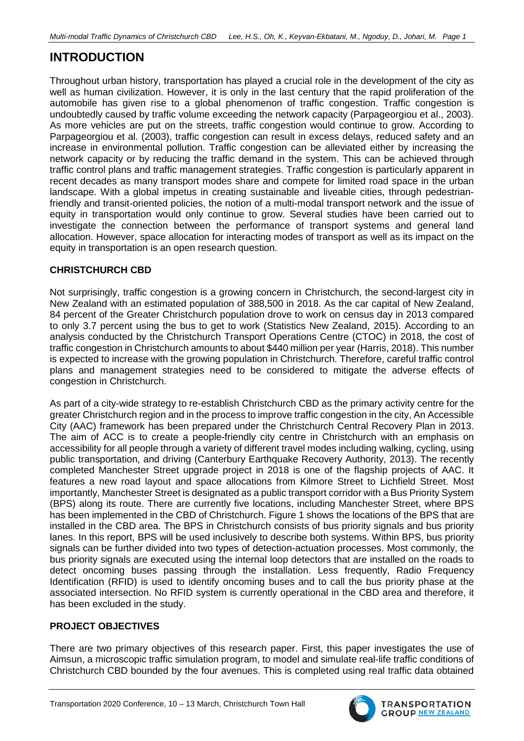# INTRODUCTION

Throughout urban history, transportation has played a crucial role in the development of the city as well as human civilization. However, it is only in the last century that the rapid proliferation of the automobile has given rise to a global phenomenon of traffic congestion. Traffic congestion is undoubtedly caused by traffic volume exceeding the network capacity (Parpageorgiou et al., 2003). As more vehicles are put on the streets, traffic congestion would continue to grow. According to Parpageorgiou et al. (2003), traffic congestion can result in excess delays, reduced safety and an increase in environmental pollution. Traffic congestion can be alleviated either by increasing the network capacity or by reducing the traffic demand in the system. This can be achieved through traffic control plans and traffic management strategies. Traffic congestion is particularly apparent in recent decades as many transport modes share and compete for limited road space in the urban landscape. With a global impetus in creating sustainable and liveable cities, through pedestrian-friendly and transit-oriented policies, the notion of a multi-modal transport network and the issue of equity in transportation would only continue to grow. Several studies have been carried out to investigate the connection between the performance of transport systems and general land allocation. However, space allocation for interacting modes of transport as well as its impact on the equity in transportation is an open research question.

## CHRISTCHURCH CBD

Not surprisingly, traffic congestion is a growing concern in Christchurch, the second-largest city in New Zealand with an estimated population of 388,500 in 2018. As the car capital of New Zealand, 84 percent of the Greater Christchurch population drove to work on census day in 2013 compared to only 3.7 percent using the bus to get to work (Statistics New Zealand, 2015). According to an analysis conducted by the Christchurch Transport Operations Centre (CTOC) in 2018, the cost of traffic congestion in Christchurch amounts to about $440 million per year (Harris, 2018). This number is expected to increase with the growing population in Christchurch. Therefore, careful traffic control plans and management strategies need to be considered to mitigate the adverse effects of congestion in Christchurch.

As part of a city-wide strategy to re-establish Christchurch CBD as the primary activity centre for the greater Christchurch region and in the process to improve traffic congestion in the city, An Accessible City (AAC) framework has been prepared under the Christchurch Central Recovery Plan in 2013. The aim of ACC is to create a people-friendly city centre in Christchurch with an emphasis on accessibility for all people through a variety of different travel modes including walking, cycling, using public transportation, and driving (Canterbury Earthquake Recovery Authority, 2013). The recently completed Manchester Street upgrade project in 2018 is one of the flagship projects of AAC. It features a new road layout and space allocations from Kilmore Street to Lichfield Street. Most importantly, Manchester Street is designated as a public transport corridor with a Bus Priority System (BPS) along its route. There are currently five locations, including Manchester Street, where BPS has been implemented in the CBD of Christchurch. Figure 1 shows the locations of the BPS that are installed in the CBD area. The BPS in Christchurch consists of bus priority signals and bus priority lanes. In this report, BPS will be used inclusively to describe both systems. Within BPS, bus priority signals can be further divided into two types of detection-actuation processes. Most commonly, the bus priority signals are executed using the internal loop detectors that are installed on the roads to detect oncoming buses passing through the installation. Less frequently, Radio Frequency Identification (RFID) is used to identify oncoming buses and to call the bus priority phase at the associated intersection. No RFID system is currently operational in the CBD area and therefore, it has been excluded in the study.

## PROJECT OBJECTIVES

There are two primary objectives of this research paper. First, this paper investigates the use of Aimsun, a microscopic traffic simulation program, to model and simulate real-life traffic conditions of Christchurch CBD bounded by the four avenues. This is completed using real traffic data obtained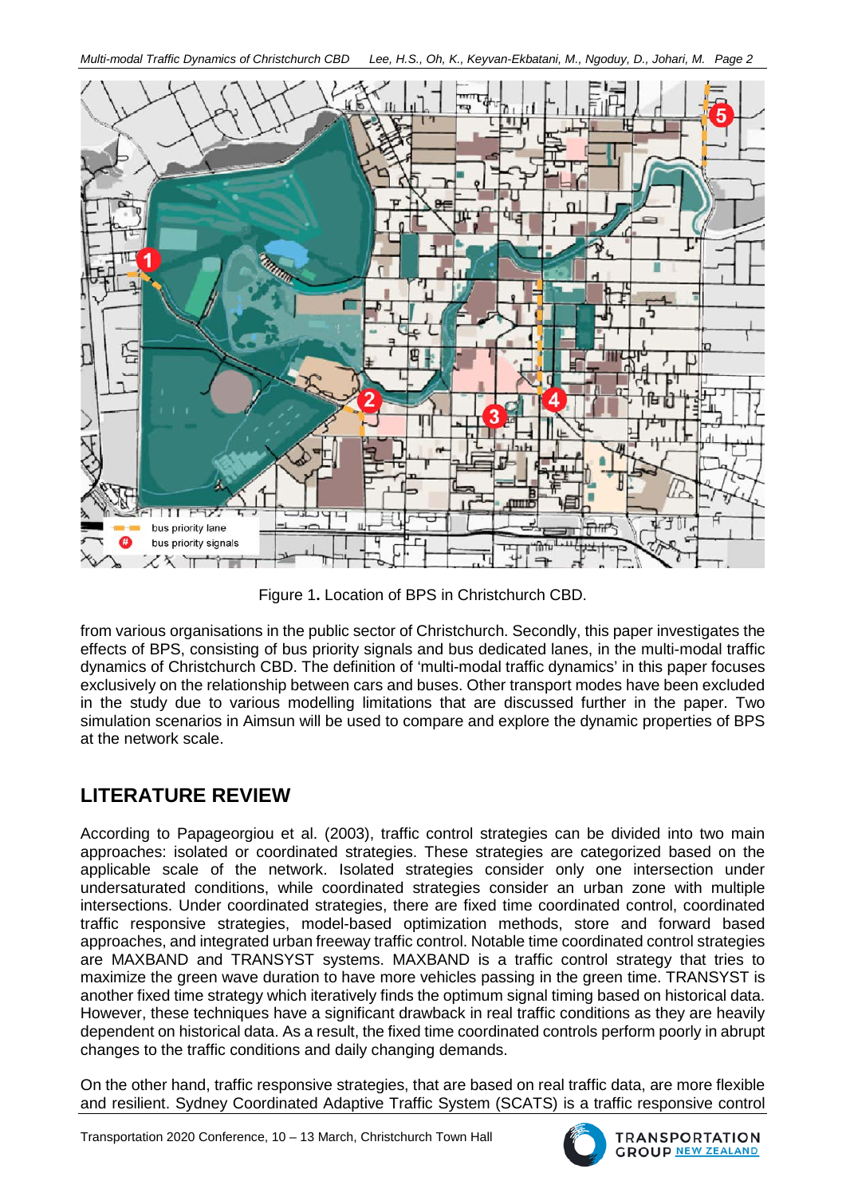Figure 1. Location of BPS in Christchurch CBD.

from various organisations in the public sector of Christchurch. Secondly, this paper investigates the effects of BPS, consisting of bus priority signals and bus dedicated lanes, in the multi-modal traffic dynamics of Christchurch CBD. The definition of 'multi-modal traffic dynamics' in this paper focuses exclusively on the relationship between cars and buses. Other transport modes have been excluded in the study due to various modelling limitations that are discussed further in the paper. Two simulation scenarios in Aimsun will be used to compare and explore the dynamic properties of BPS at the network scale.

## LITERATURE REVIEW

According to Papageorgiou et al. (2003), traffic control strategies can be divided into two main approaches: isolated or coordinated strategies. These strategies are categorized based on the applicable scale of the network. Isolated strategies consider only one intersection under undersaturated conditions, while coordinated strategies consider an urban zone with multiple intersections. Under coordinated strategies, there are fixed time coordinated control, coordinated traffic responsive strategies, model-based optimization methods, store and forward based approaches, and integrated urban freeway traffic control. Notable time coordinated control strategies are MAXBAND and TRANSYST systems. MAXBAND is a traffic control strategy that tries to maximize the green wave duration to have more vehicles passing in the green time. TRANSYST is another fixed time strategy which iteratively finds the optimum signal timing based on historical data. However, these techniques have a significant drawback in real traffic conditions as they are heavily dependent on historical data. As a result, the fixed time coordinated controls perform poorly in abrupt changes to the traffic conditions and daily changing demands.

On the other hand, traffic responsive strategies, that are based on real traffic data, are more flexible and resilient. Sydney Coordinated Adaptive Traffic System (SCATS) is a traffic responsive control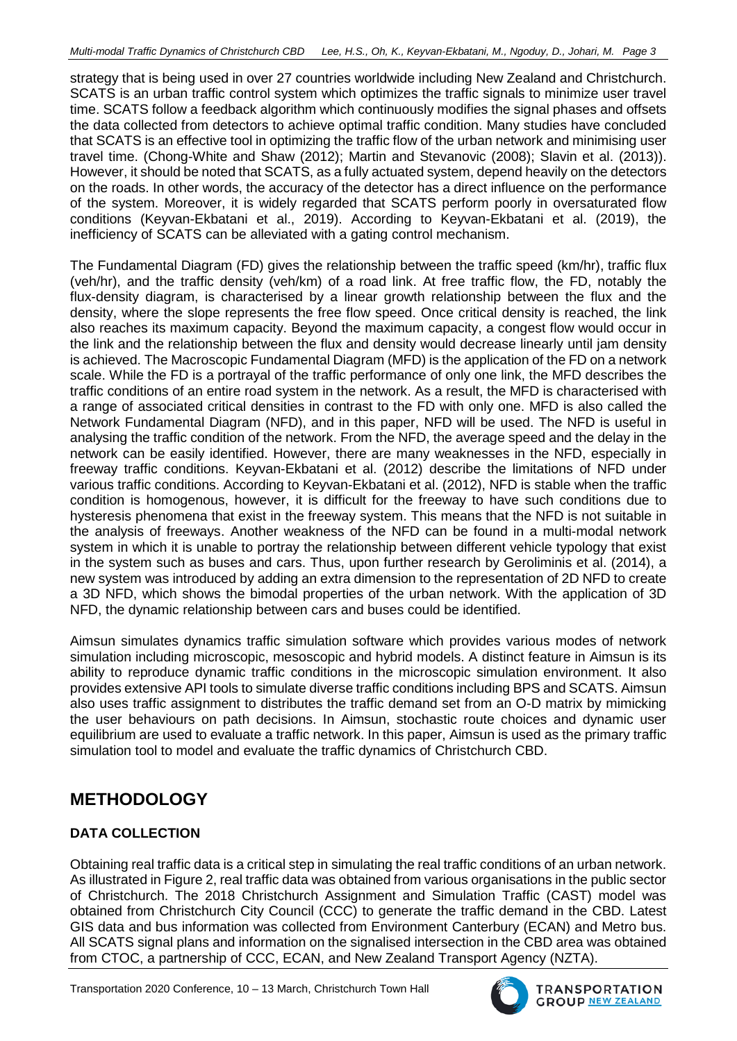strategy that is being used in over 27 countries worldwide including New Zealand and Christchurch. SCATS is an urban traffic control system which optimizes the traffic signals to minimize user travel time. SCATS follow a feedback algorithm which continuously modifies the signal phases and offsets the data collected from detectors to achieve optimal traffic condition. Many studies have concluded that SCATS is an effective tool in optimizing the traffic flow of the urban network and minimising user travel time. (Chong-White and Shaw (2012); Martin and Stevanovic (2008); Slavin et al. (2013)). However, it should be noted that SCATS, as a fully actuated system, depend heavily on the detectors on the roads. In other words, the accuracy of the detector has a direct influence on the performance of the system. Moreover, it is widely regarded that SCATS perform poorly in oversaturated flow conditions (Keyvan-Ekbatani et al., 2019). According to Keyvan-Ekbatani et al. (2019), the inefficiency of SCATS can be alleviated with a gating control mechanism.

The Fundamental Diagram (FD) gives the relationship between the traffic speed (km/hr), traffic flux (veh/hr), and the traffic density (veh/km) of a road link. At free traffic flow, the FD, notably the flux-density diagram, is characterised by a linear growth relationship between the flux and the density, where the slope represents the free flow speed. Once critical density is reached, the link also reaches its maximum capacity. Beyond the maximum capacity, a congest flow would occur in the link and the relationship between the flux and density would decrease linearly until jam density is achieved. The Macroscopic Fundamental Diagram (MFD) is the application of the FD on a network scale. While the FD is a portrayal of the traffic performance of only one link, the MFD describes the traffic conditions of an entire road system in the network. As a result, the MFD is characterised with a range of associated critical densities in contrast to the FD with only one. MFD is also called the Network Fundamental Diagram (NFD), and in this paper, NFD will be used. The NFD is useful in analysing the traffic condition of the network. From the NFD, the average speed and the delay in the network can be easily identified. However, there are many weaknesses in the NFD, especially in freeway traffic conditions. Keyvan-Ekbatani et al. (2012) describe the limitations of NFD under various traffic conditions. According to Keyvan-Ekbatani et al. (2012), NFD is stable when the traffic condition is homogenous, however, it is difficult for the freeway to have such conditions due to hysteresis phenomena that exist in the freeway system. This means that the NFD is not suitable in the analysis of freeways. Another weakness of the NFD can be found in a multi-modal network system in which it is unable to portray the relationship between different vehicle typology that exist in the system such as buses and cars. Thus, upon further research by Geroliminis et al. (2014), a new system was introduced by adding an extra dimension to the representation of 2D NFD to create a 3D NFD, which shows the bimodal properties of the urban network. With the application of 3D NFD, the dynamic relationship between cars and buses could be identified.

Aimsun simulates dynamics traffic simulation software which provides various modes of network simulation including microscopic, mesoscopic and hybrid models. A distinct feature in Aimsun is its ability to reproduce dynamic traffic conditions in the microscopic simulation environment. It also provides extensive API tools to simulate diverse traffic conditions including BPS and SCATS. Aimsun also uses traffic assignment to distributes the traffic demand set from an O-D matrix by mimicking the user behaviours on path decisions. In Aimsun, stochastic route choices and dynamic user equilibrium are used to evaluate a traffic network. In this paper, Aimsun is used as the primary traffic simulation tool to model and evaluate the traffic dynamics of Christchurch CBD.

# METHODOLOGY

## DATA COLLECTION

Obtaining real traffic data is a critical step in simulating the real traffic conditions of an urban network. As illustrated in Figure 2, real traffic data was obtained from various organisations in the public sector of Christchurch. The 2018 Christchurch Assignment and Simulation Traffic (CAST) model was obtained from Christchurch City Council (CCC) to generate the traffic demand in the CBD. Latest GIS data and bus information was collected from Environment Canterbury (ECAN) and Metro bus. All SCATS signal plans and information on the signalised intersection in the CBD area was obtained from CTOC, a partnership of CCC, ECAN, and New Zealand Transport Agency (NZTA).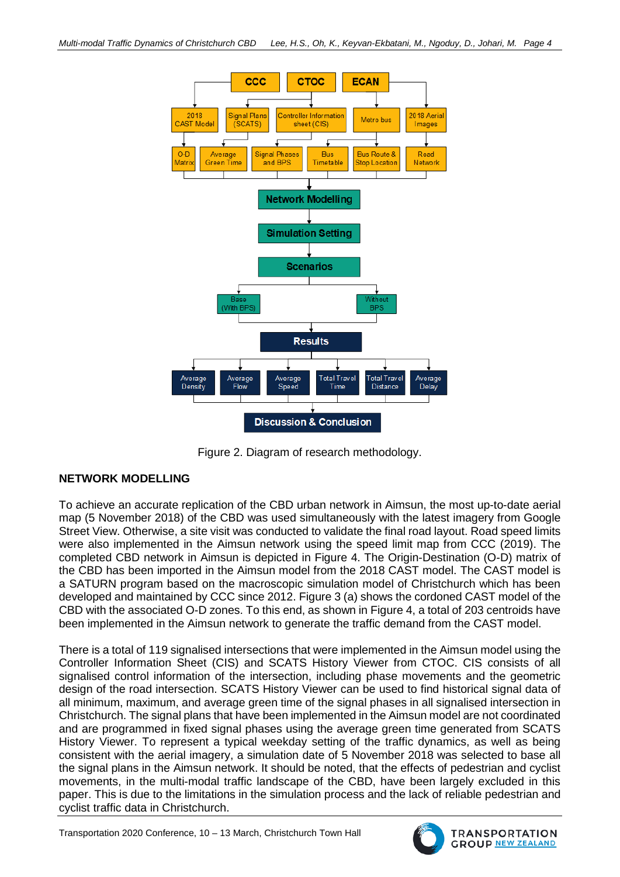Figure 2. Diagram of research methodology.

## NETWORK MODELLING

To achieve an accurate replication of the CBD urban network in Aimsun, the most up-to-date aerial map (5 November 2018) of the CBD was used simultaneously with the latest imagery from Google Street View. Otherwise, a site visit was conducted to validate the final road layout. Road speed limits were also implemented in the Aimsun network using the speed limit map from CCC (2019). The completed CBD network in Aimsun is depicted in Figure 4. The Origin-Destination (O-D) matrix of the CBD has been imported in the Aimsun model from the 2018 CAST model. The CAST model is a SATURN program based on the macroscopic simulation model of Christchurch which has been developed and maintained by CCC since 2012. Figure 3 (a) shows the cordoned CAST model of the CBD with the associated O-D zones. To this end, as shown in Figure 4, a total of 203 centroids have been implemented in the Aimsun network to generate the traffic demand from the CAST model.

There is a total of 119 signalised intersections that were implemented in the Aimsun model using the Controller Information Sheet (CIS) and SCATS History Viewer from CTOC. CIS consists of all signalised control information of the intersection, including phase movements and the geometric design of the road intersection. SCATS History Viewer can be used to find historical signal data of all minimum, maximum, and average green time of the signal phases in all signalised intersection in Christchurch. The signal plans that have been implemented in the Aimsun model are not coordinated and are programmed in fixed signal phases using the average green time generated from SCATS History Viewer. To represent a typical weekday setting of the traffic dynamics, as well as being consistent with the aerial imagery, a simulation date of 5 November 2018 was selected to base all the signal plans in the Aimsun network. It should be noted, that the effects of pedestrian and cyclist movements, in the multi-modal traffic landscape of the CBD, have been largely excluded in this paper. This is due to the limitations in the simulation process and the lack of reliable pedestrian and cyclist traffic data in Christchurch.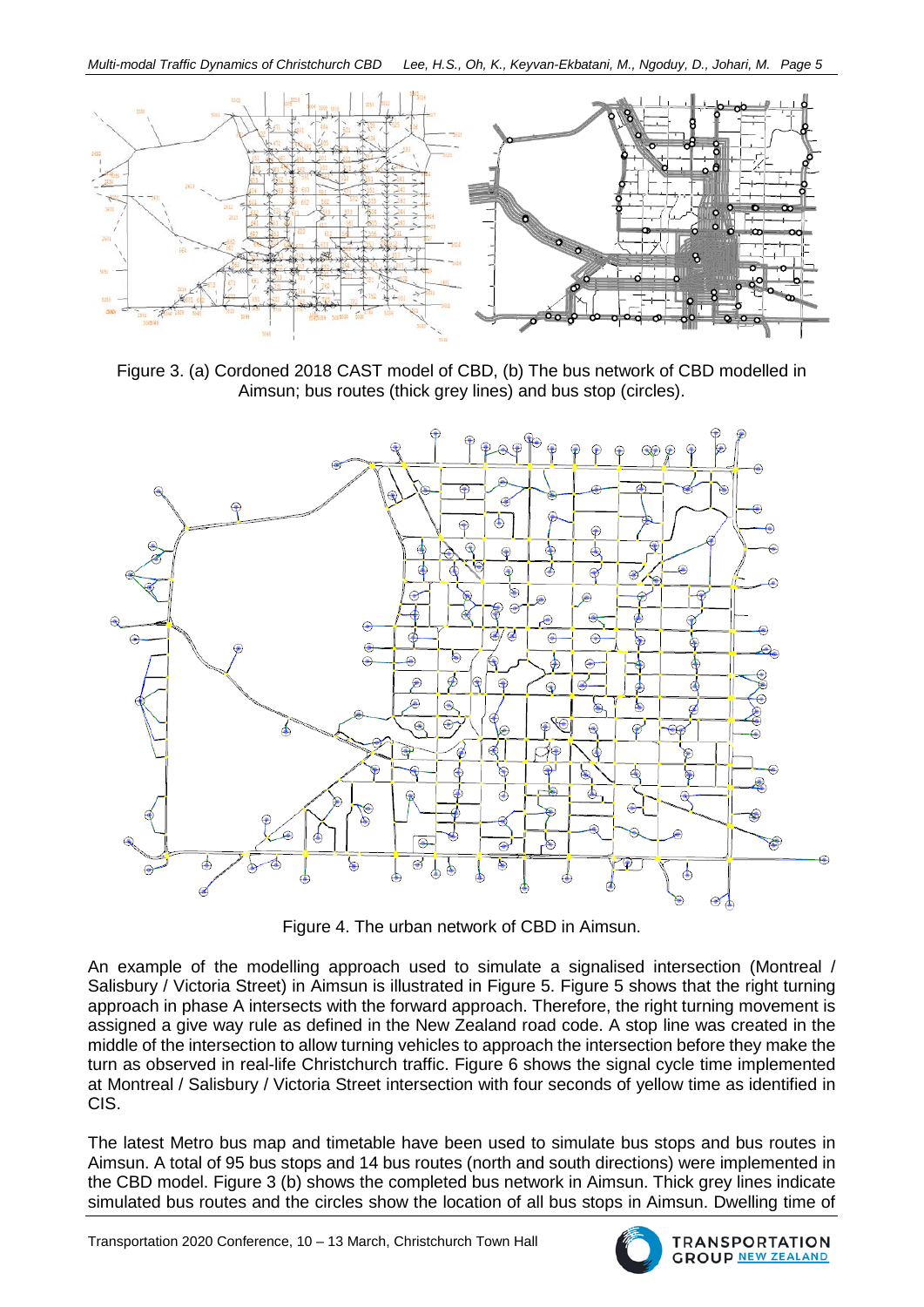Figure 3. (a) Cordoned 2018 CAST model of CBD, (b) The bus network of CBD modelled in Aimsun; bus routes (thick grey lines) and bus stop (circles).

Figure 4. The urban network of CBD in Aimsun.

An example of the modelling approach used to simulate a signalised intersection (Montreal / Salisbury / Victoria Street) in Aimsun is illustrated in Figure 5. Figure 5 shows that the right turning approach in phase A intersects with the forward approach. Therefore, the right turning movement is assigned a give way rule as defined in the New Zealand road code. A stop line was created in the middle of the intersection to allow turning vehicles to approach the intersection before they make the turn as observed in real-life Christchurch traffic. Figure 6 shows the signal cycle time implemented at Montreal / Salisbury / Victoria Street intersection with four seconds of yellow time as identified in CIS.

The latest Metro bus map and timetable have been used to simulate bus stops and bus routes in Aimsun. A total of 95 bus stops and 14 bus routes (north and south directions) were implemented in the CBD model. Figure 3 (b) shows the completed bus network in Aimsun. Thick grey lines indicate simulated bus routes and the circles show the location of all bus stops in Aimsun. Dwelling time of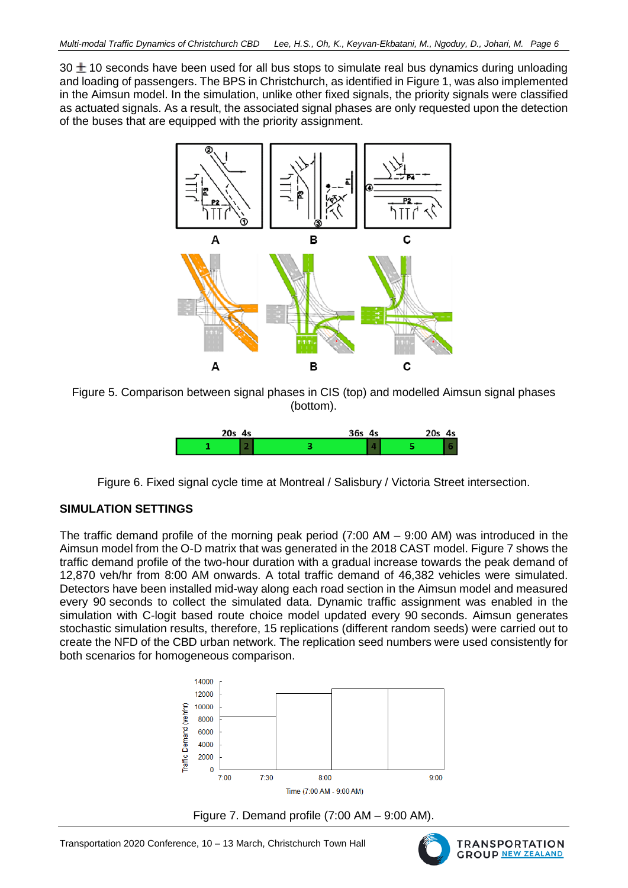30 ± 10 seconds have been used for all bus stops to simulate real bus dynamics during unloading and loading of passengers. The BPS in Christchurch, as identified in Figure 1, was also implemented in the Aimsun model. In the simulation, unlike other fixed signals, the priority signals were classified as actuated signals. As a result, the associated signal phases are only requested upon the detection of the buses that are equipped with the priority assignment.

Figure 5. Comparison between signal phases in CIS (top) and modelled Aimsun signal phases (bottom).

Figure 6. Fixed signal cycle time at Montreal / Salisbury / Victoria Street intersection.

## SIMULATION SETTINGS

The traffic demand profile of the morning peak period (7:00 AM – 9:00 AM) was introduced in the Aimsun model from the O-D matrix that was generated in the 2018 CAST model. Figure 7 shows the traffic demand profile of the two-hour duration with a gradual increase towards the peak demand of 12,870 veh/hr from 8:00 AM onwards. A total traffic demand of 46,382 vehicles were simulated. Detectors have been installed mid-way along each road section in the Aimsun model and measured every 90 seconds to collect the simulated data. Dynamic traffic assignment was enabled in the simulation with C-logit based route choice model updated every 90 seconds. Aimsun generates stochastic simulation results, therefore, 15 replications (different random seeds) were carried out to create the NFD of the CBD urban network. The replication seed numbers were used consistently for both scenarios for homogeneous comparison.

Figure 7. Demand profile (7:00 AM – 9:00 AM).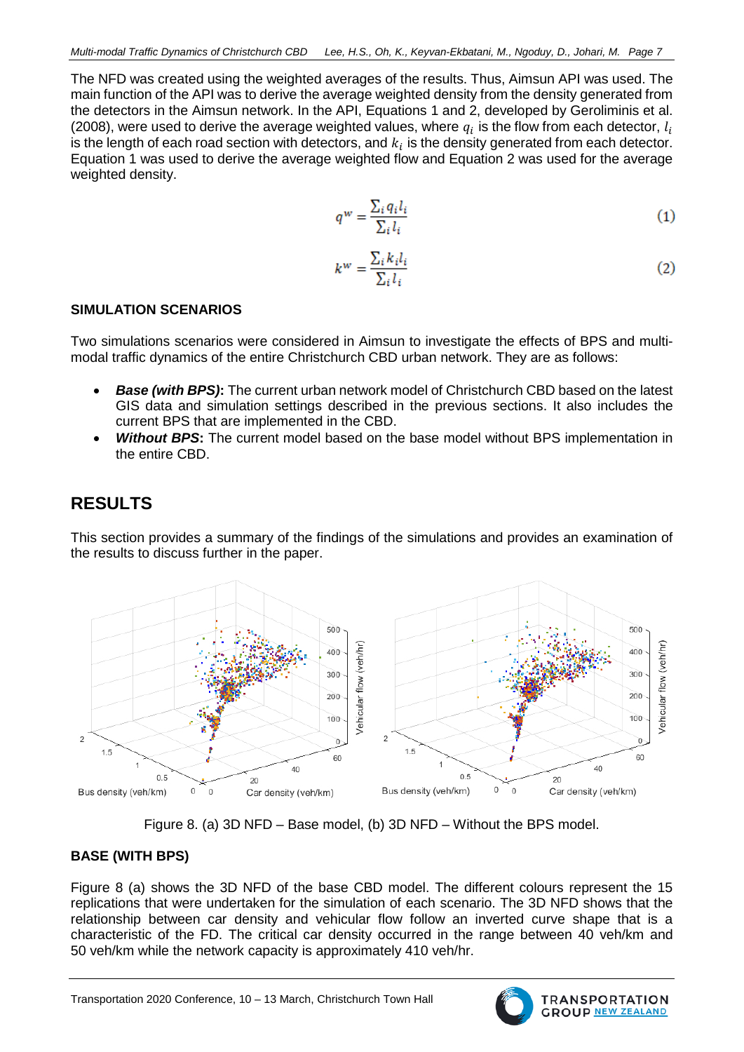The NFD was created using the weighted averages of the results. Thus, Aimsun API was used. The main function of the API was to derive the average weighted density from the density generated from the detectors in the Aimsun network. In the API, Equations 1 and 2, developed by Geroliminis et al. (2008), were used to derive the average weighted values, where $q_i$ is the flow from each detector, $l_i$ is the length of each road section with detectors, and $k_i$ is the density generated from each detector. Equation 1 was used to derive the average weighted flow and Equation 2 was used for the average weighted density.

$$q^w = \frac{\sum_i q_i l_i}{\sum_i l_i} \tag{1}$$

$$k^w = \frac{\sum_i k_i l_i}{\sum_i l_i} \tag{2}$$

### SIMULATION SCENARIOS

Two simulations scenarios were considered in Aimsun to investigate the effects of BPS and multi-modal traffic dynamics of the entire Christchurch CBD urban network. They are as follows:

- ***Base (with BPS)*:** The current urban network model of Christchurch CBD based on the latest GIS data and simulation settings described in the previous sections. It also includes the current BPS that are implemented in the CBD.
- ***Without BPS*:** The current model based on the base model without BPS implementation in the entire CBD.

## RESULTS

This section provides a summary of the findings of the simulations and provides an examination of the results to discuss further in the paper.

Figure 8. (a) 3D NFD – Base model, (b) 3D NFD – Without the BPS model.

### BASE (WITH BPS)

Figure 8 (a) shows the 3D NFD of the base CBD model. The different colours represent the 15 replications that were undertaken for the simulation of each scenario. The 3D NFD shows that the relationship between car density and vehicular flow follow an inverted curve shape that is a characteristic of the FD. The critical car density occurred in the range between 40 veh/km and 50 veh/km while the network capacity is approximately 410 veh/hr.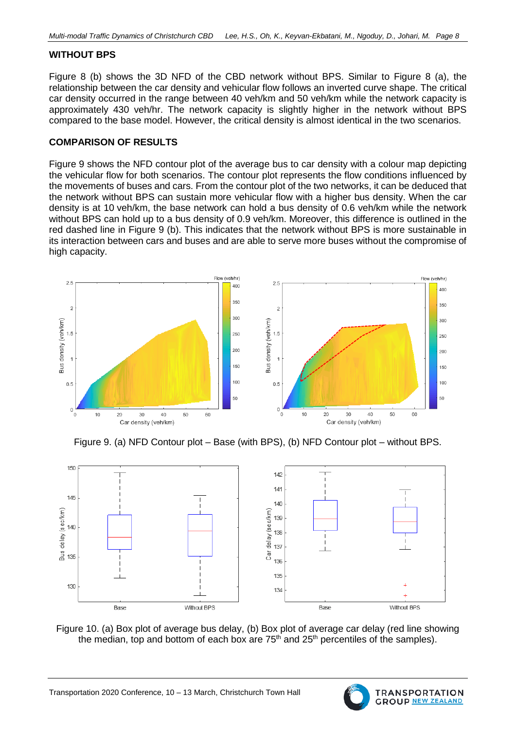## WITHOUT BPS

Figure 8 (b) shows the 3D NFD of the CBD network without BPS. Similar to Figure 8 (a), the relationship between the car density and vehicular flow follows an inverted curve shape. The critical car density occurred in the range between 40 veh/km and 50 veh/km while the network capacity is approximately 430 veh/hr. The network capacity is slightly higher in the network without BPS compared to the base model. However, the critical density is almost identical in the two scenarios.

## COMPARISON OF RESULTS

Figure 9 shows the NFD contour plot of the average bus to car density with a colour map depicting the vehicular flow for both scenarios. The contour plot represents the flow conditions influenced by the movements of buses and cars. From the contour plot of the two networks, it can be deduced that the network without BPS can sustain more vehicular flow with a higher bus density. When the car density is at 10 veh/km, the base network can hold a bus density of 0.6 veh/km while the network without BPS can hold up to a bus density of 0.9 veh/km. Moreover, this difference is outlined in the red dashed line in Figure 9 (b). This indicates that the network without BPS is more sustainable in its interaction between cars and buses and are able to serve more buses without the compromise of high capacity.

Figure 9. (a) NFD Contour plot – Base (with BPS), (b) NFD Contour plot – without BPS.

Figure 10. (a) Box plot of average bus delay, (b) Box plot of average car delay (red line showing the median, top and bottom of each box are 75[th] and 25[th] percentiles of the samples).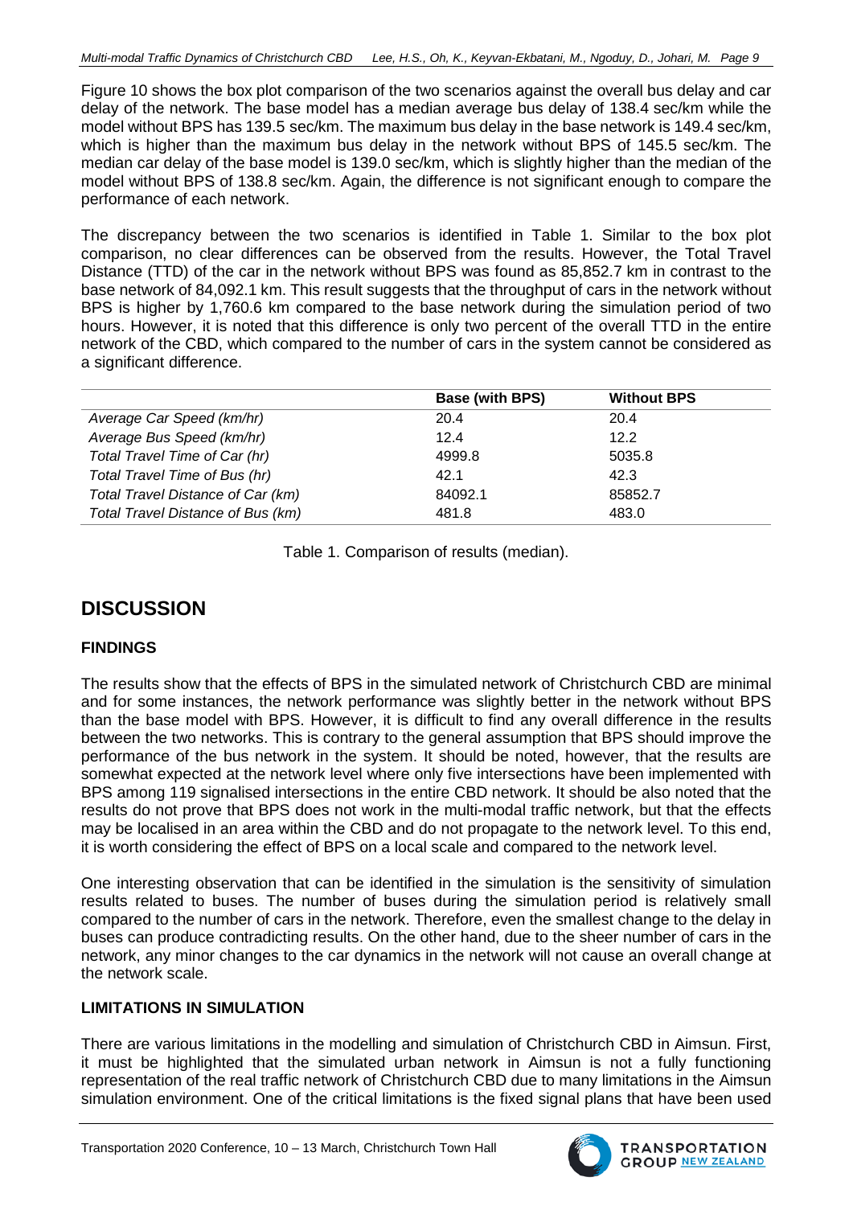Figure 10 shows the box plot comparison of the two scenarios against the overall bus delay and car delay of the network. The base model has a median average bus delay of 138.4 sec/km while the model without BPS has 139.5 sec/km. The maximum bus delay in the base network is 149.4 sec/km, which is higher than the maximum bus delay in the network without BPS of 145.5 sec/km. The median car delay of the base model is 139.0 sec/km, which is slightly higher than the median of the model without BPS of 138.8 sec/km. Again, the difference is not significant enough to compare the performance of each network.

The discrepancy between the two scenarios is identified in Table 1. Similar to the box plot comparison, no clear differences can be observed from the results. However, the Total Travel Distance (TTD) of the car in the network without BPS was found as 85,852.7 km in contrast to the base network of 84,092.1 km. This result suggests that the throughput of cars in the network without BPS is higher by 1,760.6 km compared to the base network during the simulation period of two hours. However, it is noted that this difference is only two percent of the overall TTD in the entire network of the CBD, which compared to the number of cars in the system cannot be considered as a significant difference.

| | **Base (with BPS)** | **Without BPS** |
|---|---|---|
| *Average Car Speed (km/hr)* | 20.4 | 20.4 |
| *Average Bus Speed (km/hr)* | 12.4 | 12.2 |
| *Total Travel Time of Car (hr)* | 4999.8 | 5035.8 |
| *Total Travel Time of Bus (hr)* | 42.1 | 42.3 |
| *Total Travel Distance of Car (km)* | 84092.1 | 85852.7 |
| *Total Travel Distance of Bus (km)* | 481.8 | 483.0 |

Table 1. Comparison of results (median).

# DISCUSSION

### FINDINGS

The results show that the effects of BPS in the simulated network of Christchurch CBD are minimal and for some instances, the network performance was slightly better in the network without BPS than the base model with BPS. However, it is difficult to find any overall difference in the results between the two networks. This is contrary to the general assumption that BPS should improve the performance of the bus network in the system. It should be noted, however, that the results are somewhat expected at the network level where only five intersections have been implemented with BPS among 119 signalised intersections in the entire CBD network. It should be also noted that the results do not prove that BPS does not work in the multi-modal traffic network, but that the effects may be localised in an area within the CBD and do not propagate to the network level. To this end, it is worth considering the effect of BPS on a local scale and compared to the network level.

One interesting observation that can be identified in the simulation is the sensitivity of simulation results related to buses. The number of buses during the simulation period is relatively small compared to the number of cars in the network. Therefore, even the smallest change to the delay in buses can produce contradicting results. On the other hand, due to the sheer number of cars in the network, any minor changes to the car dynamics in the network will not cause an overall change at the network scale.

### LIMITATIONS IN SIMULATION

There are various limitations in the modelling and simulation of Christchurch CBD in Aimsun. First, it must be highlighted that the simulated urban network in Aimsun is not a fully functioning representation of the real traffic network of Christchurch CBD due to many limitations in the Aimsun simulation environment. One of the critical limitations is the fixed signal plans that have been used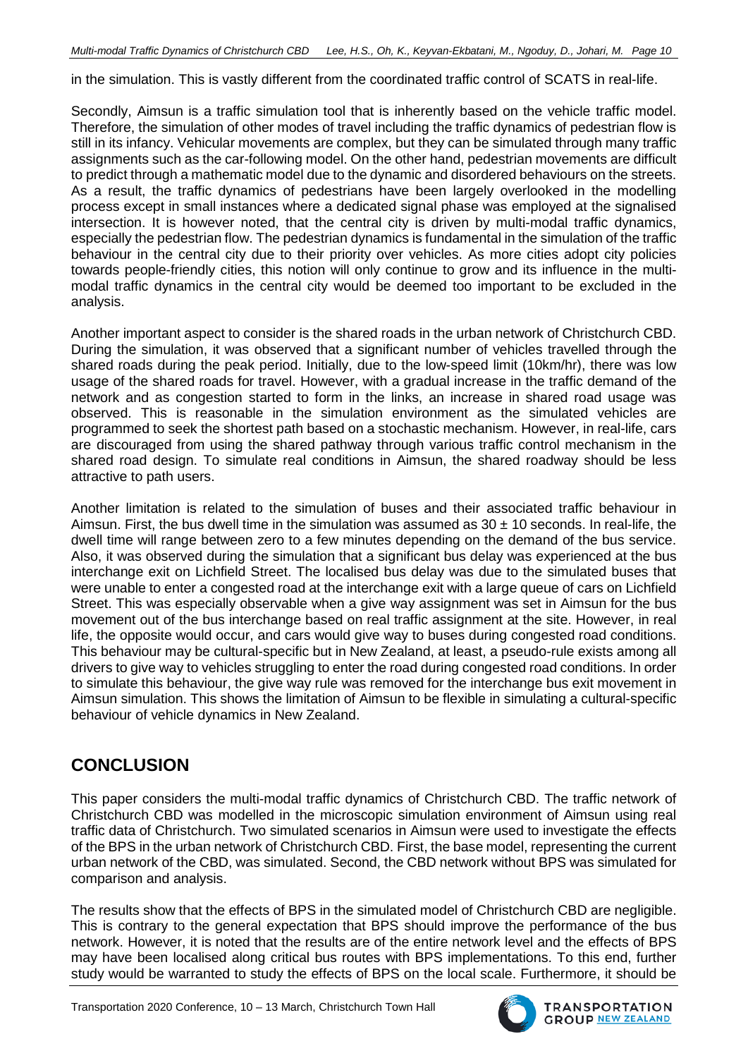in the simulation. This is vastly different from the coordinated traffic control of SCATS in real-life.

Secondly, Aimsun is a traffic simulation tool that is inherently based on the vehicle traffic model. Therefore, the simulation of other modes of travel including the traffic dynamics of pedestrian flow is still in its infancy. Vehicular movements are complex, but they can be simulated through many traffic assignments such as the car-following model. On the other hand, pedestrian movements are difficult to predict through a mathematic model due to the dynamic and disordered behaviours on the streets. As a result, the traffic dynamics of pedestrians have been largely overlooked in the modelling process except in small instances where a dedicated signal phase was employed at the signalised intersection. It is however noted, that the central city is driven by multi-modal traffic dynamics, especially the pedestrian flow. The pedestrian dynamics is fundamental in the simulation of the traffic behaviour in the central city due to their priority over vehicles. As more cities adopt city policies towards people-friendly cities, this notion will only continue to grow and its influence in the multi-modal traffic dynamics in the central city would be deemed too important to be excluded in the analysis.

Another important aspect to consider is the shared roads in the urban network of Christchurch CBD. During the simulation, it was observed that a significant number of vehicles travelled through the shared roads during the peak period. Initially, due to the low-speed limit (10km/hr), there was low usage of the shared roads for travel. However, with a gradual increase in the traffic demand of the network and as congestion started to form in the links, an increase in shared road usage was observed. This is reasonable in the simulation environment as the simulated vehicles are programmed to seek the shortest path based on a stochastic mechanism. However, in real-life, cars are discouraged from using the shared pathway through various traffic control mechanism in the shared road design. To simulate real conditions in Aimsun, the shared roadway should be less attractive to path users.

Another limitation is related to the simulation of buses and their associated traffic behaviour in Aimsun. First, the bus dwell time in the simulation was assumed as $30 \pm 10$ seconds. In real-life, the dwell time will range between zero to a few minutes depending on the demand of the bus service. Also, it was observed during the simulation that a significant bus delay was experienced at the bus interchange exit on Lichfield Street. The localised bus delay was due to the simulated buses that were unable to enter a congested road at the interchange exit with a large queue of cars on Lichfield Street. This was especially observable when a give way assignment was set in Aimsun for the bus movement out of the bus interchange based on real traffic assignment at the site. However, in real life, the opposite would occur, and cars would give way to buses during congested road conditions. This behaviour may be cultural-specific but in New Zealand, at least, a pseudo-rule exists among all drivers to give way to vehicles struggling to enter the road during congested road conditions. In order to simulate this behaviour, the give way rule was removed for the interchange bus exit movement in Aimsun simulation. This shows the limitation of Aimsun to be flexible in simulating a cultural-specific behaviour of vehicle dynamics in New Zealand.

## CONCLUSION

This paper considers the multi-modal traffic dynamics of Christchurch CBD. The traffic network of Christchurch CBD was modelled in the microscopic simulation environment of Aimsun using real traffic data of Christchurch. Two simulated scenarios in Aimsun were used to investigate the effects of the BPS in the urban network of Christchurch CBD. First, the base model, representing the current urban network of the CBD, was simulated. Second, the CBD network without BPS was simulated for comparison and analysis.

The results show that the effects of BPS in the simulated model of Christchurch CBD are negligible. This is contrary to the general expectation that BPS should improve the performance of the bus network. However, it is noted that the results are of the entire network level and the effects of BPS may have been localised along critical bus routes with BPS implementations. To this end, further study would be warranted to study the effects of BPS on the local scale. Furthermore, it should be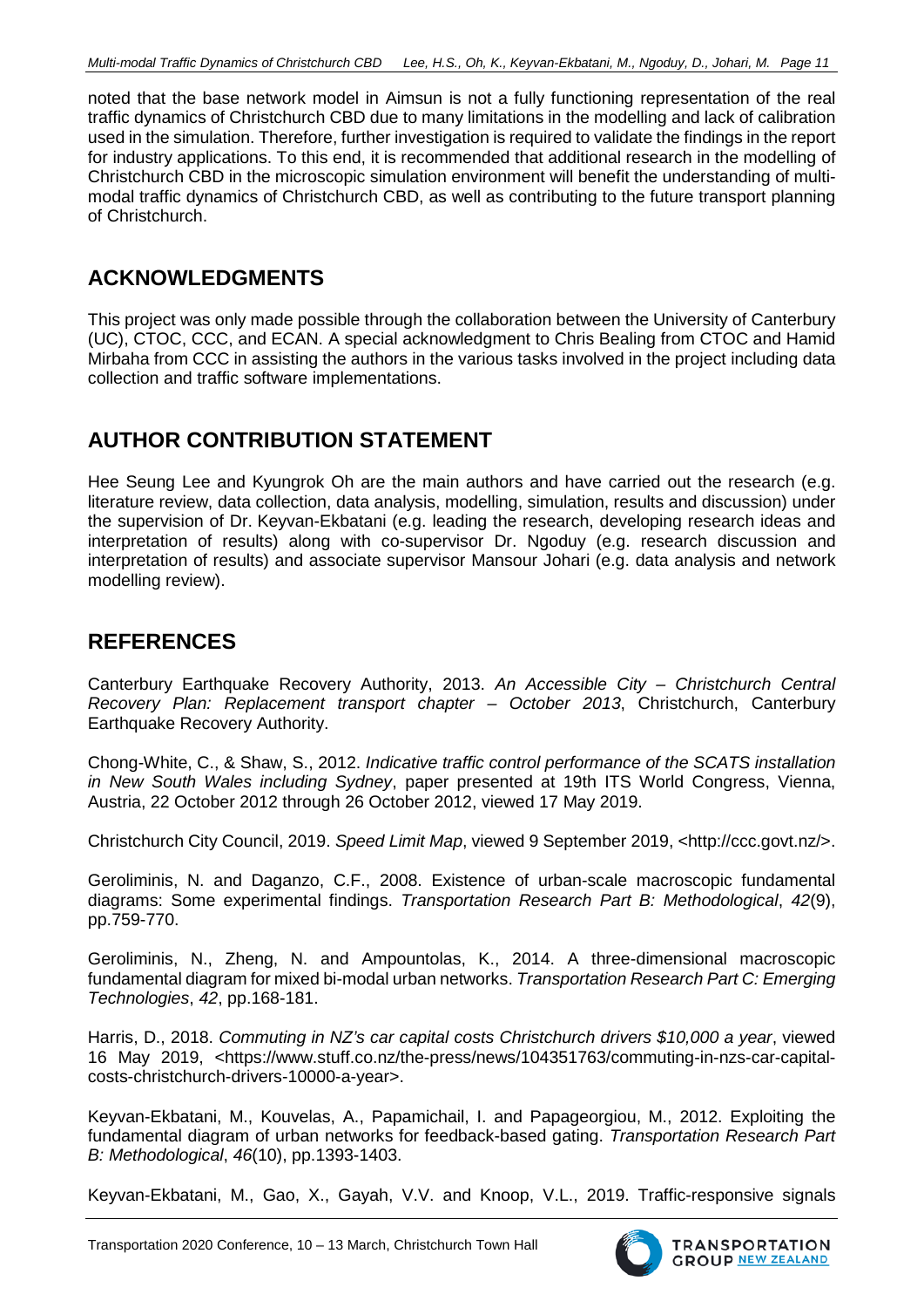noted that the base network model in Aimsun is not a fully functioning representation of the real traffic dynamics of Christchurch CBD due to many limitations in the modelling and lack of calibration used in the simulation. Therefore, further investigation is required to validate the findings in the report for industry applications. To this end, it is recommended that additional research in the modelling of Christchurch CBD in the microscopic simulation environment will benefit the understanding of multi-modal traffic dynamics of Christchurch CBD, as well as contributing to the future transport planning of Christchurch.

## ACKNOWLEDGMENTS

This project was only made possible through the collaboration between the University of Canterbury (UC), CTOC, CCC, and ECAN. A special acknowledgment to Chris Bealing from CTOC and Hamid Mirbaha from CCC in assisting the authors in the various tasks involved in the project including data collection and traffic software implementations.

## AUTHOR CONTRIBUTION STATEMENT

Hee Seung Lee and Kyungrok Oh are the main authors and have carried out the research (e.g. literature review, data collection, data analysis, modelling, simulation, results and discussion) under the supervision of Dr. Keyvan-Ekbatani (e.g. leading the research, developing research ideas and interpretation of results) along with co-supervisor Dr. Ngoduy (e.g. research discussion and interpretation of results) and associate supervisor Mansour Johari (e.g. data analysis and network modelling review).

## REFERENCES

Canterbury Earthquake Recovery Authority, 2013. *An Accessible City – Christchurch Central Recovery Plan: Replacement transport chapter – October 2013*, Christchurch, Canterbury Earthquake Recovery Authority.

Chong-White, C., & Shaw, S., 2012. *Indicative traffic control performance of the SCATS installation in New South Wales including Sydney*, paper presented at 19th ITS World Congress, Vienna, Austria, 22 October 2012 through 26 October 2012, viewed 17 May 2019.

Christchurch City Council, 2019. *Speed Limit Map*, viewed 9 September 2019, <http://ccc.govt.nz/>.

Geroliminis, N. and Daganzo, C.F., 2008. Existence of urban-scale macroscopic fundamental diagrams: Some experimental findings. *Transportation Research Part B: Methodological*, *42*(9), pp.759-770.

Geroliminis, N., Zheng, N. and Ampountolas, K., 2014. A three-dimensional macroscopic fundamental diagram for mixed bi-modal urban networks. *Transportation Research Part C: Emerging Technologies*, *42*, pp.168-181.

Harris, D., 2018. *Commuting in NZ's car capital costs Christchurch drivers $10,000 a year*, viewed 16 May 2019, <https://www.stuff.co.nz/the-press/news/104351763/commuting-in-nzs-car-capital-costs-christchurch-drivers-10000-a-year>.

Keyvan-Ekbatani, M., Kouvelas, A., Papamichail, I. and Papageorgiou, M., 2012. Exploiting the fundamental diagram of urban networks for feedback-based gating. *Transportation Research Part B: Methodological*, *46*(10), pp.1393-1403.

Keyvan-Ekbatani, M., Gao, X., Gayah, V.V. and Knoop, V.L., 2019. Traffic-responsive signals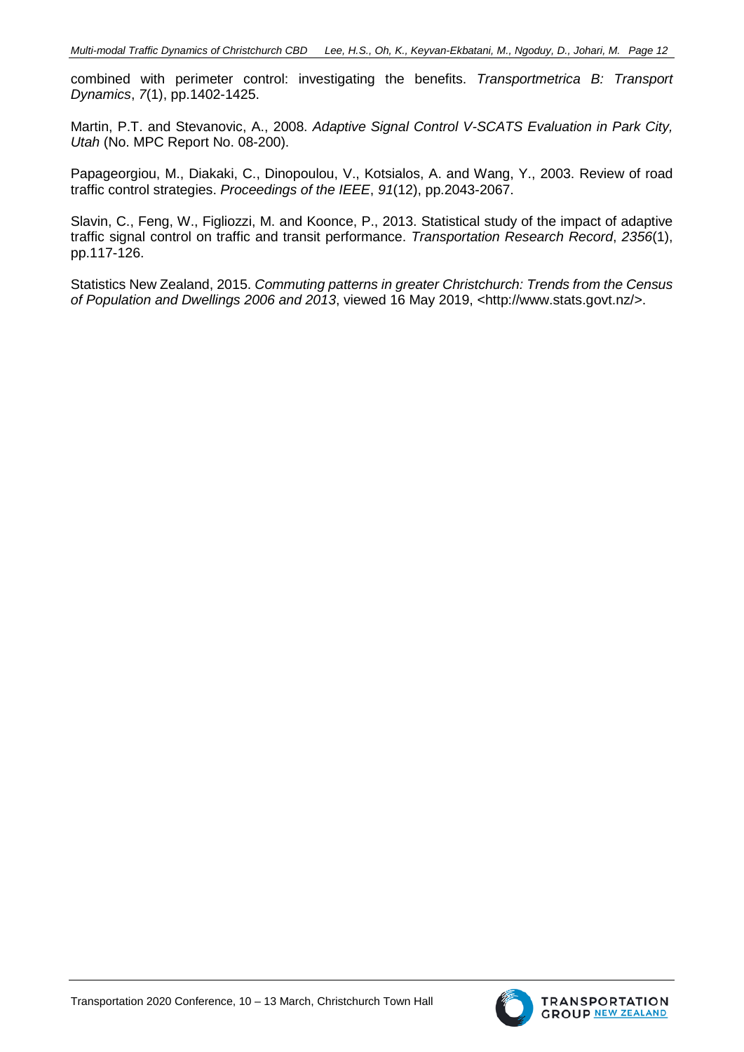combined with perimeter control: investigating the benefits. *Transportmetrica B: Transport Dynamics*, *7*(1), pp.1402-1425.

Martin, P.T. and Stevanovic, A., 2008. *Adaptive Signal Control V-SCATS Evaluation in Park City, Utah* (No. MPC Report No. 08-200).

Papageorgiou, M., Diakaki, C., Dinopoulou, V., Kotsialos, A. and Wang, Y., 2003. Review of road traffic control strategies. *Proceedings of the IEEE*, *91*(12), pp.2043-2067.

Slavin, C., Feng, W., Figliozzi, M. and Koonce, P., 2013. Statistical study of the impact of adaptive traffic signal control on traffic and transit performance. *Transportation Research Record*, *2356*(1), pp.117-126.

Statistics New Zealand, 2015. *Commuting patterns in greater Christchurch: Trends from the Census of Population and Dwellings 2006 and 2013*, viewed 16 May 2019, <http://www.stats.govt.nz/>.